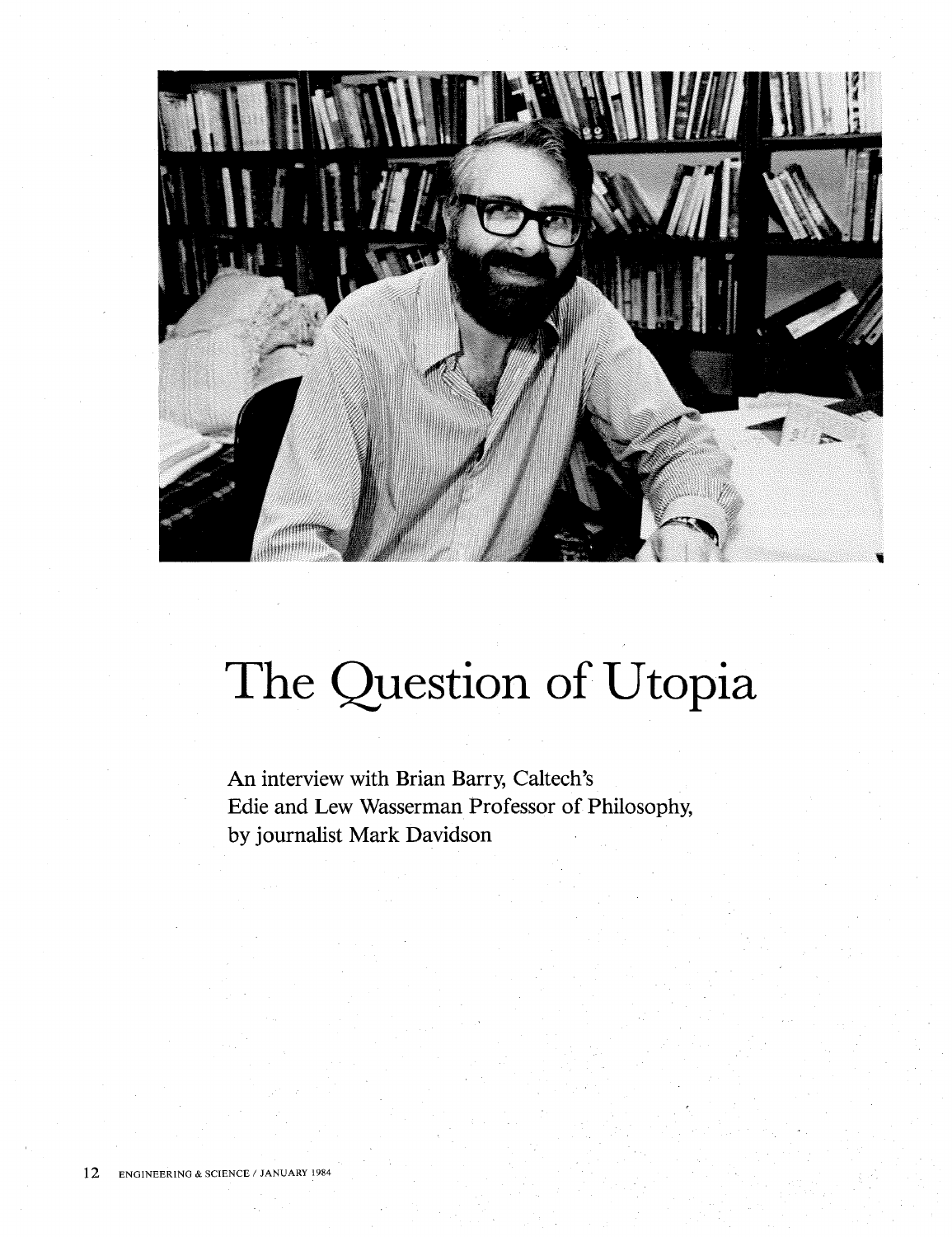# The Question of Utopia

An interview with Brian Barry, Caltech's Edie and Lew Wasserman Professor of Philosophy, by journalist Mark Davidson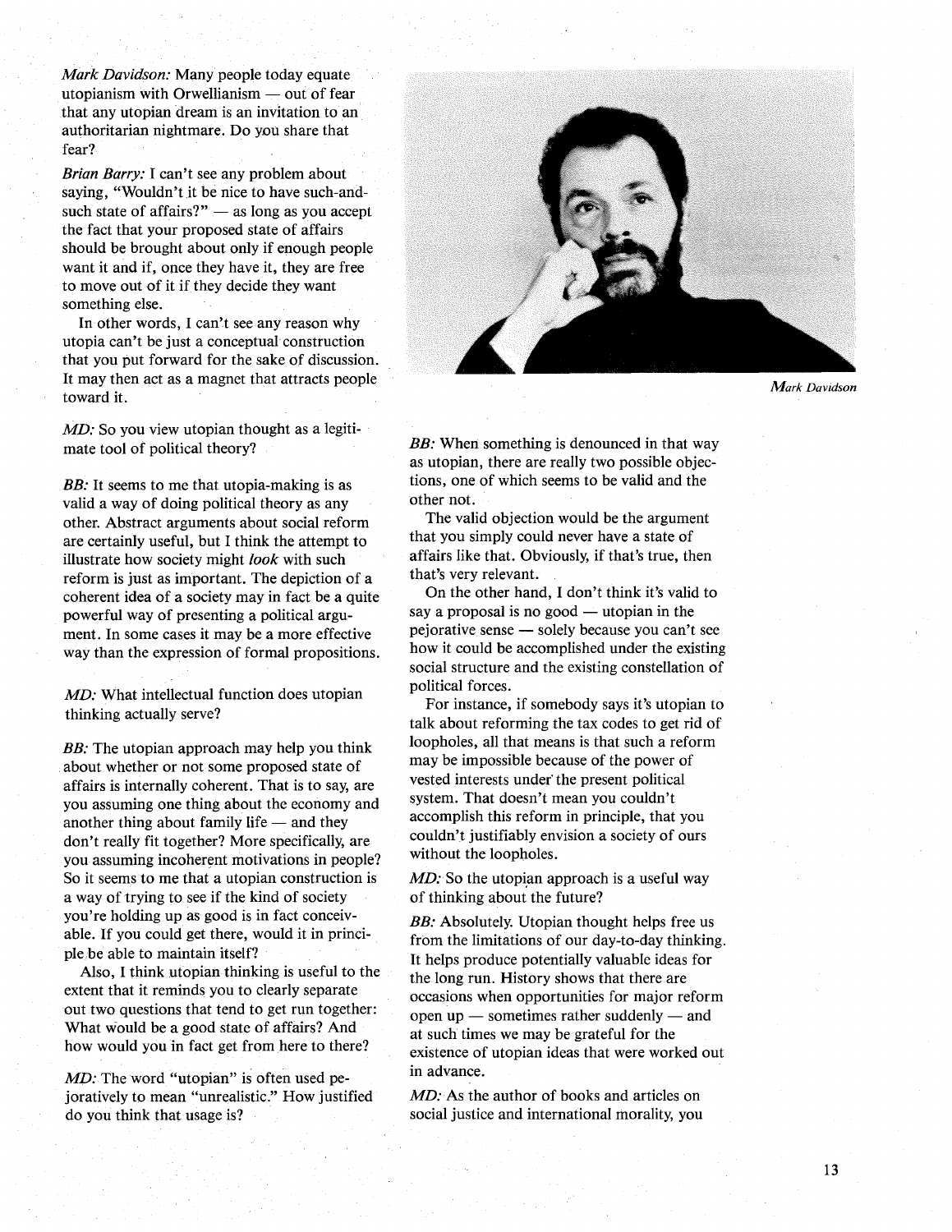*Mark Davidson:* Many people today equate utopianism with Orwellianism — out of fear that any utopian dream is an invitation to an authoritarian nightmare. Do you share that fear?

*Brian Barry:* I can't see any problem about saying, "Wouldn't it be nice to have such-and-such state of affairs?" — as long as you accept the fact that your proposed state of affairs should be brought about only if enough people want it and if, once they have it, they are free to move out of it if they decide they want something else.

In other words, I can't see any reason why utopia can't be just a conceptual construction that you put forward for the sake of discussion. It may then act as a magnet that attracts people toward it.

*MD:* So you view utopian thought as a legitimate tool of political theory?

*BB:* It seems to me that utopia-making is as valid a way of doing political theory as any other. Abstract arguments about social reform are certainly useful, but I think the attempt to illustrate how society might *look* with such reform is just as important. The depiction of a coherent idea of a society may in fact be a quite powerful way of presenting a political argument. In some cases it may be a more effective way than the expression of formal propositions.

*MD:* What intellectual function does utopian thinking actually serve?

*BB:* The utopian approach may help you think about whether or not some proposed state of affairs is internally coherent. That is to say, are you assuming one thing about the economy and another thing about family life — and they don't really fit together? More specifically, are you assuming incoherent motivations in people? So it seems to me that a utopian construction is a way of trying to see if the kind of society you're holding up as good is in fact conceivable. If you could get there, would it in principle be able to maintain itself?

Also, I think utopian thinking is useful to the extent that it reminds you to clearly separate out two questions that tend to get run together: What would be a good state of affairs? And how would you in fact get from here to there?

*MD:* The word "utopian" is often used pejoratively to mean "unrealistic." How justified do you think that usage is?

Mark Davidson

*BB:* When something is denounced in that way as utopian, there are really two possible objections, one of which seems to be valid and the other not.

The valid objection would be the argument that you simply could never have a state of affairs like that. Obviously, if that's true, then that's very relevant.

On the other hand, I don't think it's valid to say a proposal is no good — utopian in the pejorative sense — solely because you can't see how it could be accomplished under the existing social structure and the existing constellation of political forces.

For instance, if somebody says it's utopian to talk about reforming the tax codes to get rid of loopholes, all that means is that such a reform may be impossible because of the power of vested interests under the present political system. That doesn't mean you couldn't accomplish this reform in principle, that you couldn't justifiably envision a society of ours without the loopholes.

*MD:* So the utopian approach is a useful way of thinking about the future?

*BB:* Absolutely. Utopian thought helps free us from the limitations of our day-to-day thinking. It helps produce potentially valuable ideas for the long run. History shows that there are occasions when opportunities for major reform open up — sometimes rather suddenly — and at such times we may be grateful for the existence of utopian ideas that were worked out in advance.

*MD:* As the author of books and articles on social justice and international morality, you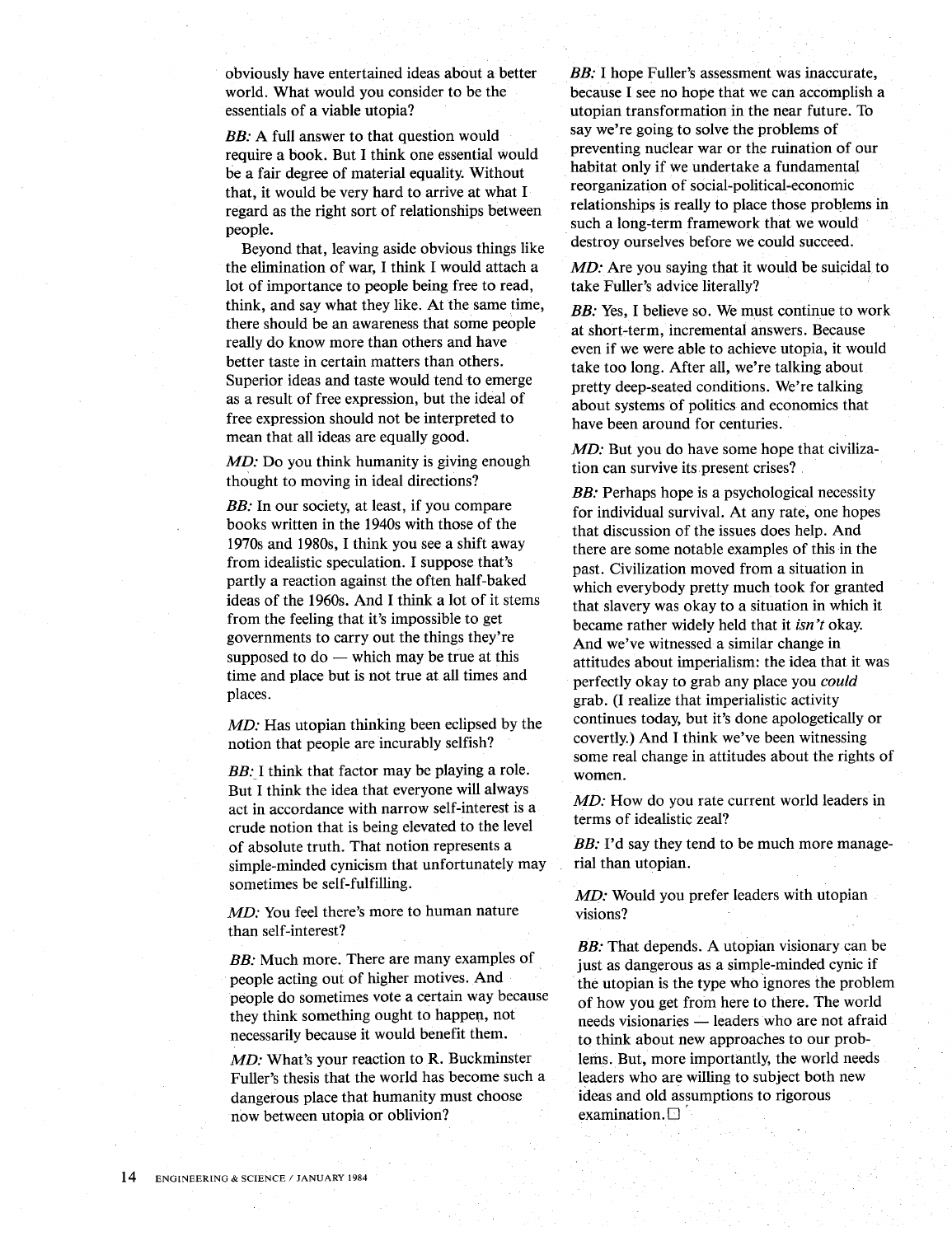obviously have entertained ideas about a better world. What would you consider to be the essentials of a viable utopia?

*BB:* A full answer to that question would require a book. But I think one essential would be a fair degree of material equality. Without that, it would be very hard to arrive at what I regard as the right sort of relationships between people.

Beyond that, leaving aside obvious things like the elimination of war, I think I would attach a lot of importance to people being free to read, think, and say what they like. At the same time, there should be an awareness that some people really do know more than others and have better taste in certain matters than others. Superior ideas and taste would tend to emerge as a result of free expression, but the ideal of free expression should not be interpreted to mean that all ideas are equally good.

*MD:* Do you think humanity is giving enough thought to moving in ideal directions?

*BB:* In our society, at least, if you compare books written in the 1940s with those of the 1970s and 1980s, I think you see a shift away from idealistic speculation. I suppose that's partly a reaction against the often half-baked ideas of the 1960s. And I think a lot of it stems from the feeling that it's impossible to get governments to carry out the things they're supposed to do — which may be true at this time and place but is not true at all times and places.

*MD:* Has utopian thinking been eclipsed by the notion that people are incurably selfish?

*BB:* I think that factor may be playing a role. But I think the idea that everyone will always act in accordance with narrow self-interest is a crude notion that is being elevated to the level of absolute truth. That notion represents a simple-minded cynicism that unfortunately may sometimes be self-fulfilling.

*MD:* You feel there's more to human nature than self-interest?

*BB:* Much more. There are many examples of people acting out of higher motives. And people do sometimes vote a certain way because they think something ought to happen, not necessarily because it would benefit them.

*MD:* What's your reaction to R. Buckminster Fuller's thesis that the world has become such a dangerous place that humanity must choose now between utopia or oblivion?

*BB:* I hope Fuller's assessment was inaccurate, because I see no hope that we can accomplish a utopian transformation in the near future. To say we're going to solve the problems of preventing nuclear war or the ruination of our habitat only if we undertake a fundamental reorganization of social-political-economic relationships is really to place those problems in such a long-term framework that we would destroy ourselves before we could succeed.

*MD:* Are you saying that it would be suicidal to take Fuller's advice literally?

*BB:* Yes, I believe so. We must continue to work at short-term, incremental answers. Because even if we were able to achieve utopia, it would take too long. After all, we're talking about pretty deep-seated conditions. We're talking about systems of politics and economics that have been around for centuries.

*MD:* But you do have some hope that civilization can survive its present crises?

*BB:* Perhaps hope is a psychological necessity for individual survival. At any rate, one hopes that discussion of the issues does help. And there are some notable examples of this in the past. Civilization moved from a situation in which everybody pretty much took for granted that slavery was okay to a situation in which it became rather widely held that it *isn't* okay. And we've witnessed a similar change in attitudes about imperialism: the idea that it was perfectly okay to grab any place you *could* grab. (I realize that imperialistic activity continues today, but it's done apologetically or covertly.) And I think we've been witnessing some real change in attitudes about the rights of women.

*MD:* How do you rate current world leaders in terms of idealistic zeal?

*BB:* I'd say they tend to be much more managerial than utopian.

*MD:* Would you prefer leaders with utopian visions?

*BB:* That depends. A utopian visionary can be just as dangerous as a simple-minded cynic if the utopian is the type who ignores the problem of how you get from here to there. The world needs visionaries — leaders who are not afraid to think about new approaches to our problems. But, more importantly, the world needs leaders who are willing to subject both new ideas and old assumptions to rigorous examination. □